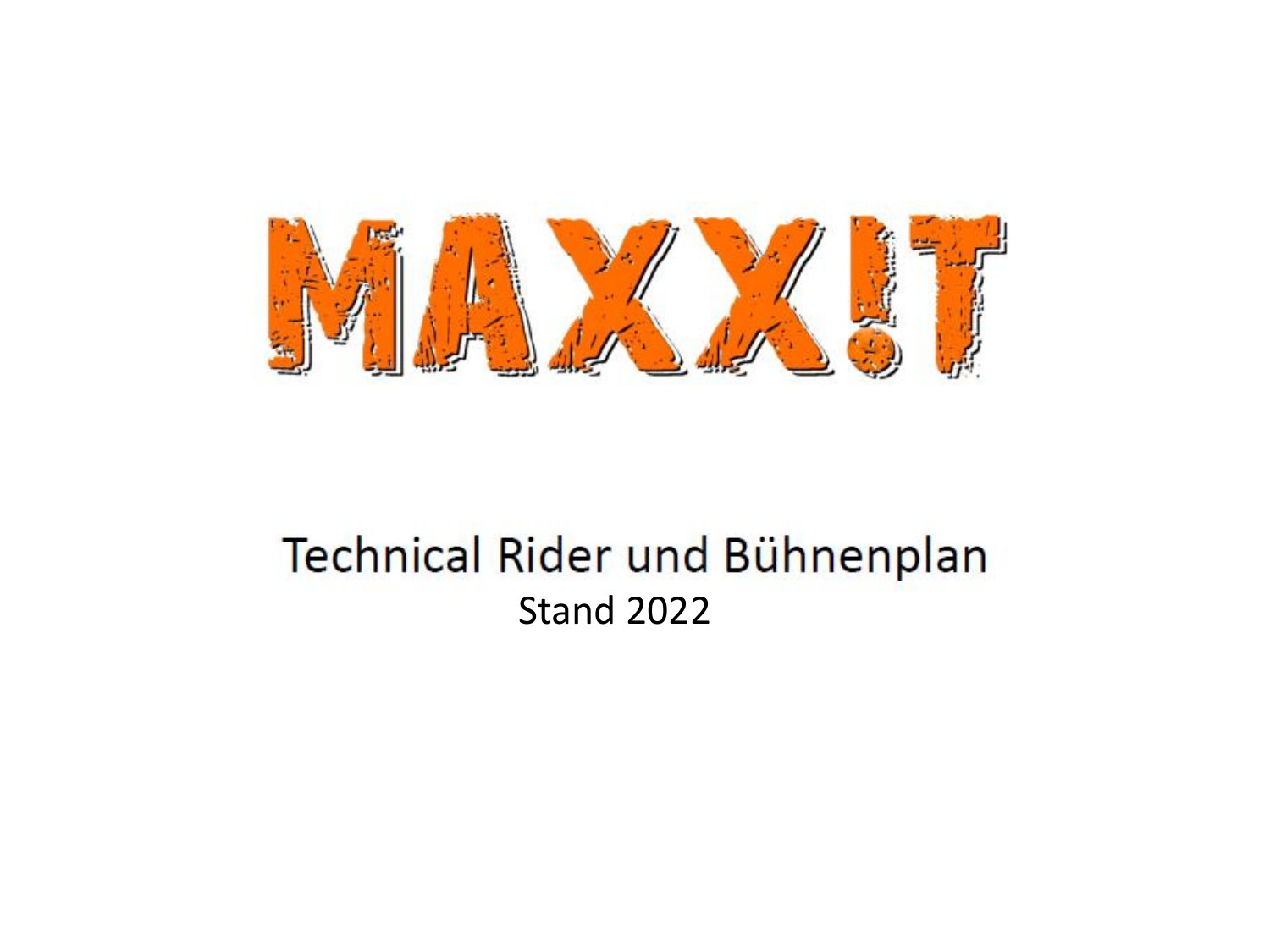# MAXX!T

Technical Rider und Bühnenplan

Stand 2022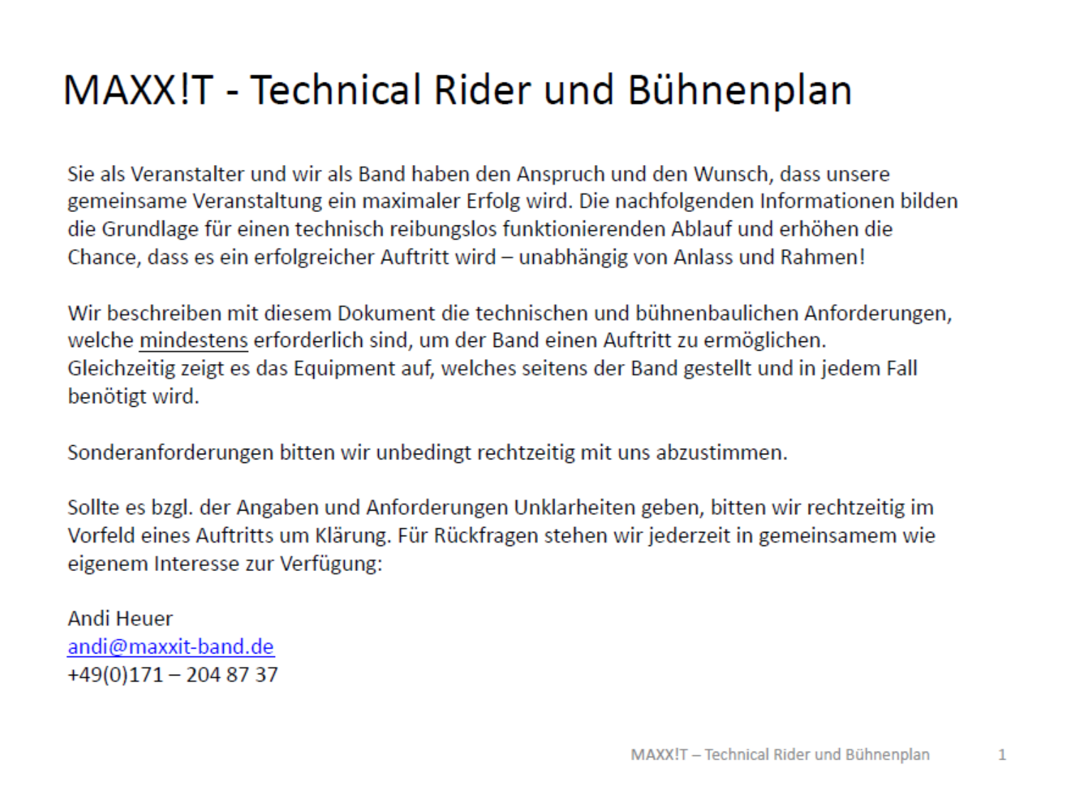# MAXX!T - Technical Rider und Bühnenplan

Sie als Veranstalter und wir als Band haben den Anspruch und den Wunsch, dass unsere gemeinsame Veranstaltung ein maximaler Erfolg wird. Die nachfolgenden Informationen bilden die Grundlage für einen technisch reibungslos funktionierenden Ablauf und erhöhen die Chance, dass es ein erfolgreicher Auftritt wird – unabhängig von Anlass und Rahmen!

Wir beschreiben mit diesem Dokument die technischen und bühnenbaulichen Anforderungen, welche <u>mindestens</u> erforderlich sind, um der Band einen Auftritt zu ermöglichen. Gleichzeitig zeigt es das Equipment auf, welches seitens der Band gestellt und in jedem Fall benötigt wird.

Sonderanforderungen bitten wir unbedingt rechtzeitig mit uns abzustimmen.

Sollte es bzgl. der Angaben und Anforderungen Unklarheiten geben, bitten wir rechtzeitig im Vorfeld eines Auftritts um Klärung. Für Rückfragen stehen wir jederzeit in gemeinsamem wie eigenem Interesse zur Verfügung:

Andi Heuer  
andi@maxxit-band.de  
+49(0)171 – 204 87 37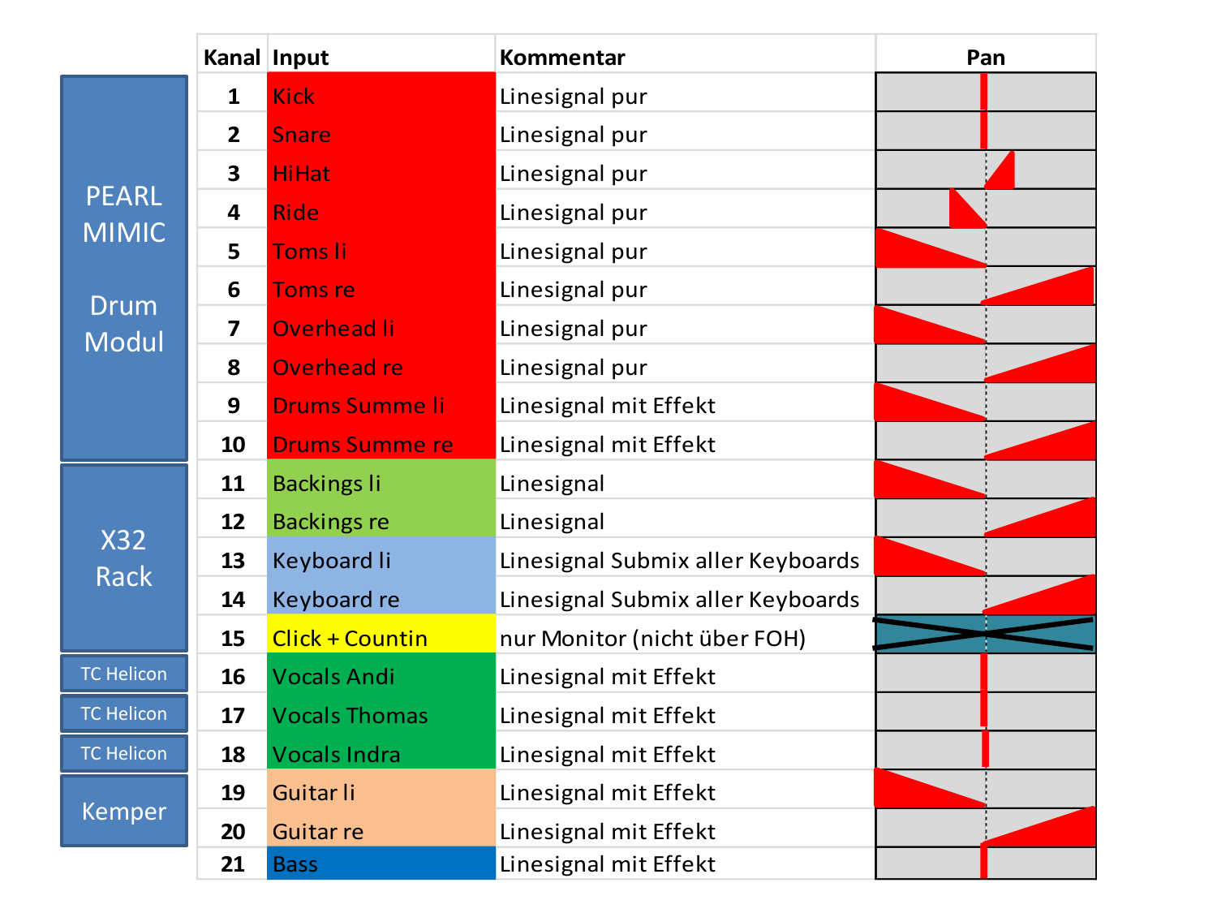| | Kanal | Input | Kommentar | Pan |
|---|---|---|---|---|
| PEARL MIMIC Drum Modul | 1 | Kick | Linesignal pur | |
| | 2 | Snare | Linesignal pur | |
| | 3 | HiHat | Linesignal pur | |
| | 4 | Ride | Linesignal pur | |
| | 5 | Toms li | Linesignal pur | |
| | 6 | Toms re | Linesignal pur | |
| | 7 | Overhead li | Linesignal pur | |
| | 8 | Overhead re | Linesignal pur | |
| | 9 | Drums Summe li | Linesignal mit Effekt | |
| | 10 | Drums Summe re | Linesignal mit Effekt | |
| X32 Rack | 11 | Backings li | Linesignal | |
| | 12 | Backings re | Linesignal | |
| | 13 | Keyboard li | Linesignal Submix aller Keyboards | |
| | 14 | Keyboard re | Linesignal Submix aller Keyboards | |
| | 15 | Click + Countin | nur Monitor (nicht über FOH) | |
| TC Helicon | 16 | Vocals Andi | Linesignal mit Effekt | |
| TC Helicon | 17 | Vocals Thomas | Linesignal mit Effekt | |
| TC Helicon | 18 | Vocals Indra | Linesignal mit Effekt | |
| Kemper | 19 | Guitar li | Linesignal mit Effekt | |
| | 20 | Guitar re | Linesignal mit Effekt | |
| | 21 | Bass | Linesignal mit Effekt | |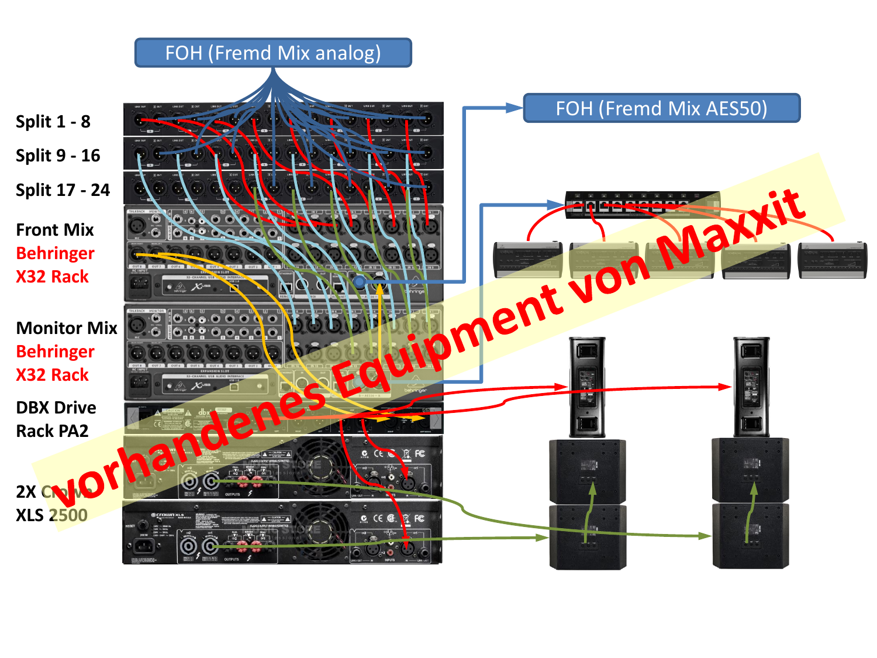FOH (Fremd Mix analog)

FOH (Fremd Mix AES50)

Split 1 - 8

Split 9 - 16

Split 17 - 24

Front Mix
Behringer
X32 Rack

Monitor Mix
Behringer
X32 Rack

DBX Drive
Rack PA2

2X Crown
XLS 2500

vorhandenes Equipment von Maxxit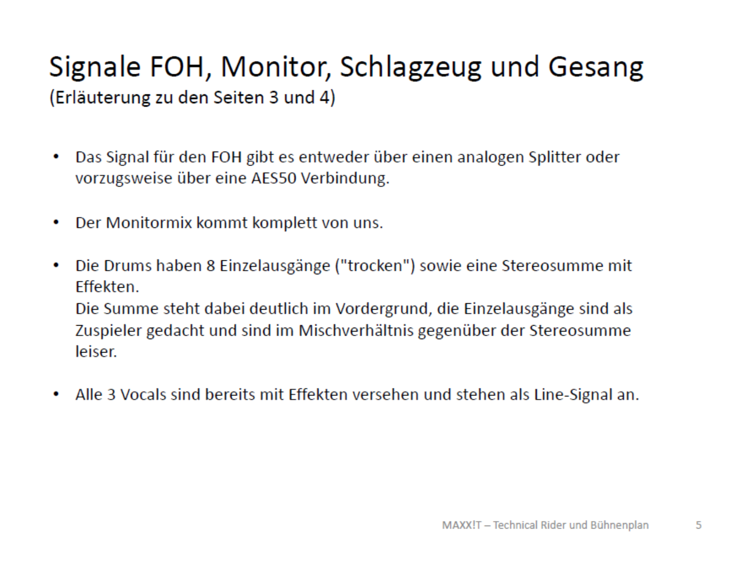# Signale FOH, Monitor, Schlagzeug und Gesang

(Erläuterung zu den Seiten 3 und 4)

- Das Signal für den FOH gibt es entweder über einen analogen Splitter oder vorzugsweise über eine AES50 Verbindung.
- Der Monitormix kommt komplett von uns.
- Die Drums haben 8 Einzelausgänge ("trocken") sowie eine Stereosumme mit Effekten.
  Die Summe steht dabei deutlich im Vordergrund, die Einzelausgänge sind als Zuspieler gedacht und sind im Mischverhältnis gegenüber der Stereosumme leiser.
- Alle 3 Vocals sind bereits mit Effekten versehen und stehen als Line-Signal an.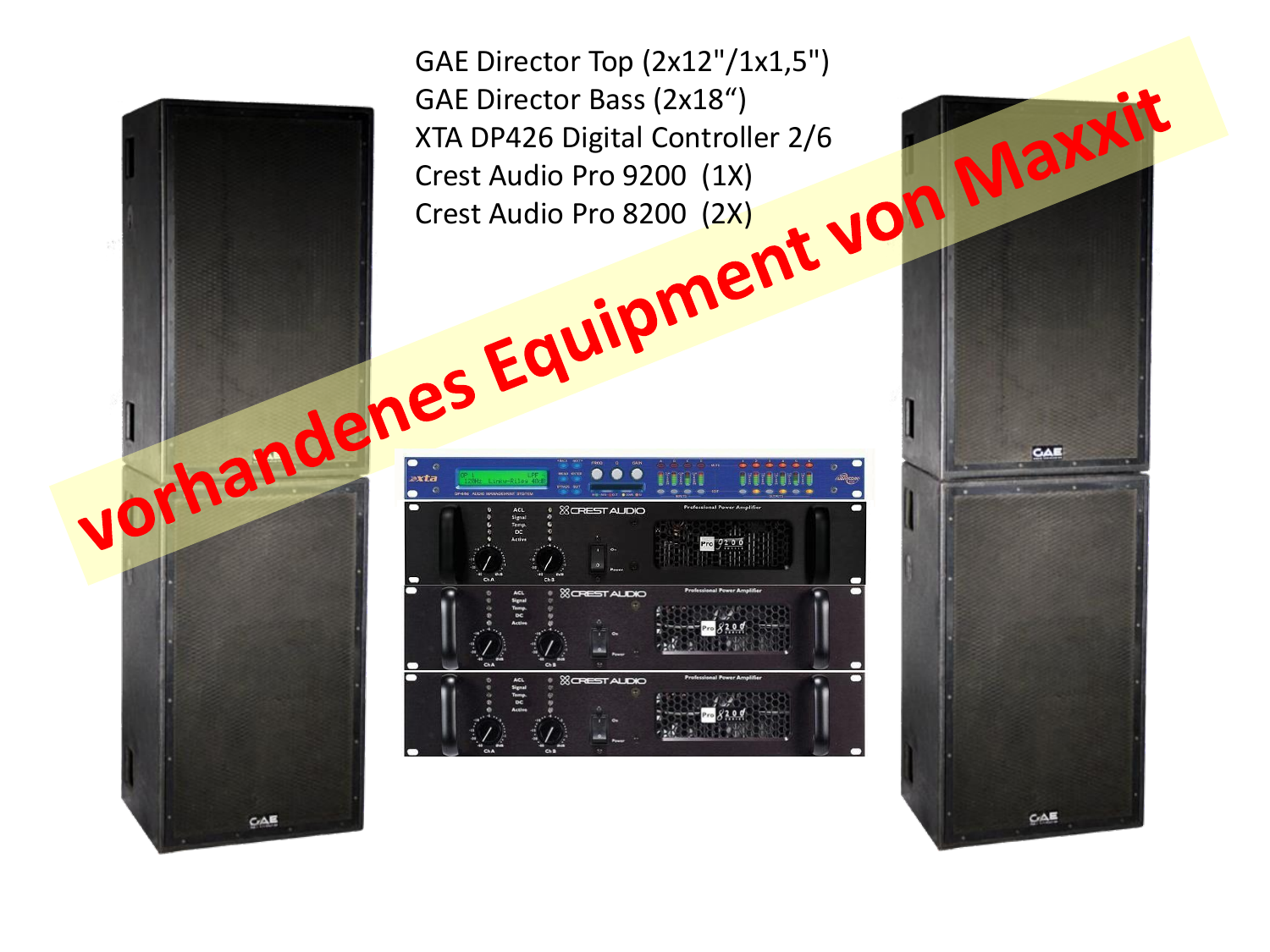GAE Director Top (2x12"/1x1,5")
GAE Director Bass (2x18“)
XTA DP426 Digital Controller 2/6
Crest Audio Pro 9200 (1X)
Crest Audio Pro 8200 (2X)

vorhandenes Equipment von Maxxit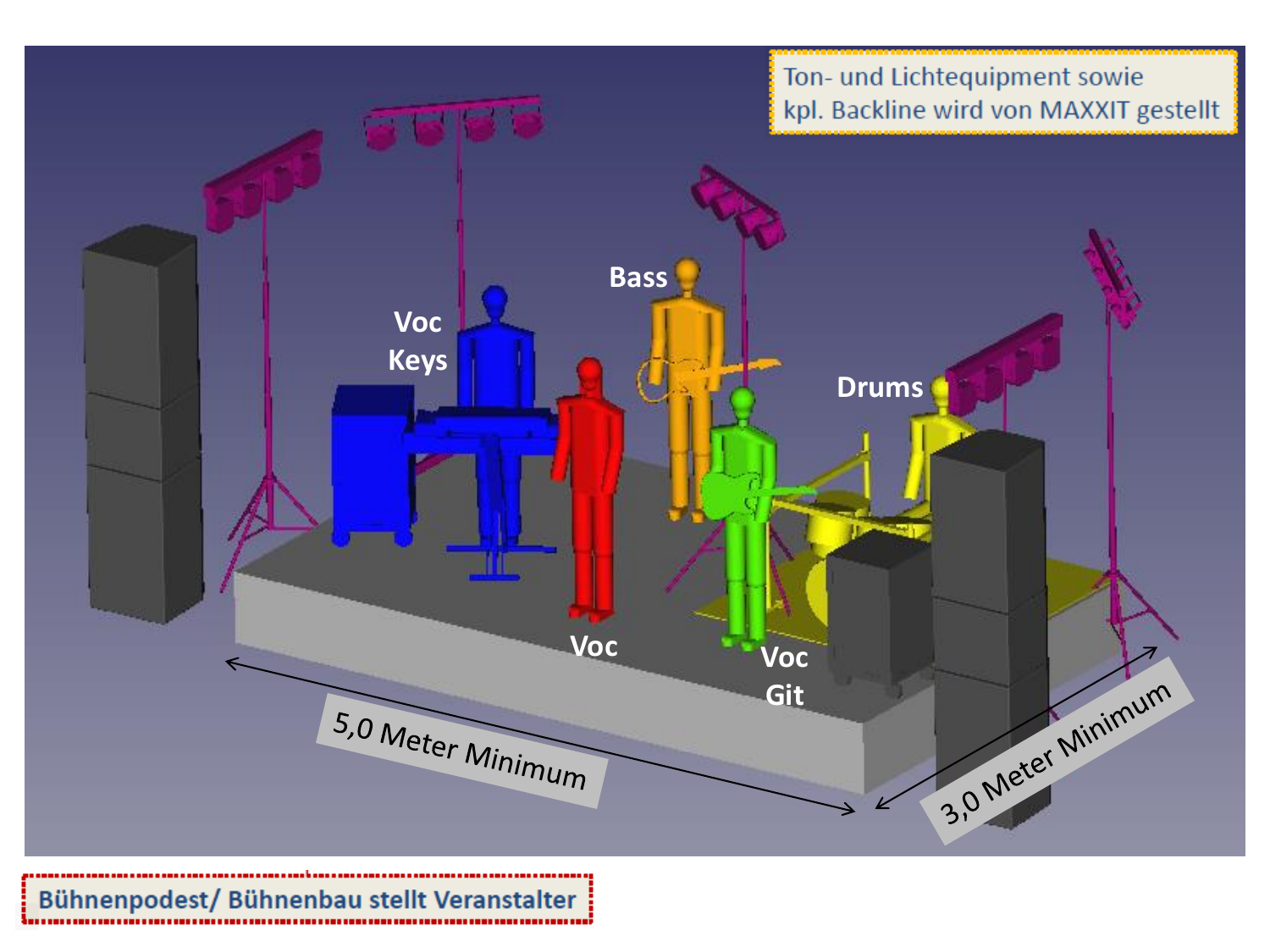Ton- und Lichtequipment sowie
kpl. Backline wird von MAXXIT gestellt

Voc
Keys

Bass

Drums

Voc

Voc
Git

5,0 Meter Minimum

3,0 Meter Minimum

Bühnenpodest/ Bühnenbau stellt Veranstalter